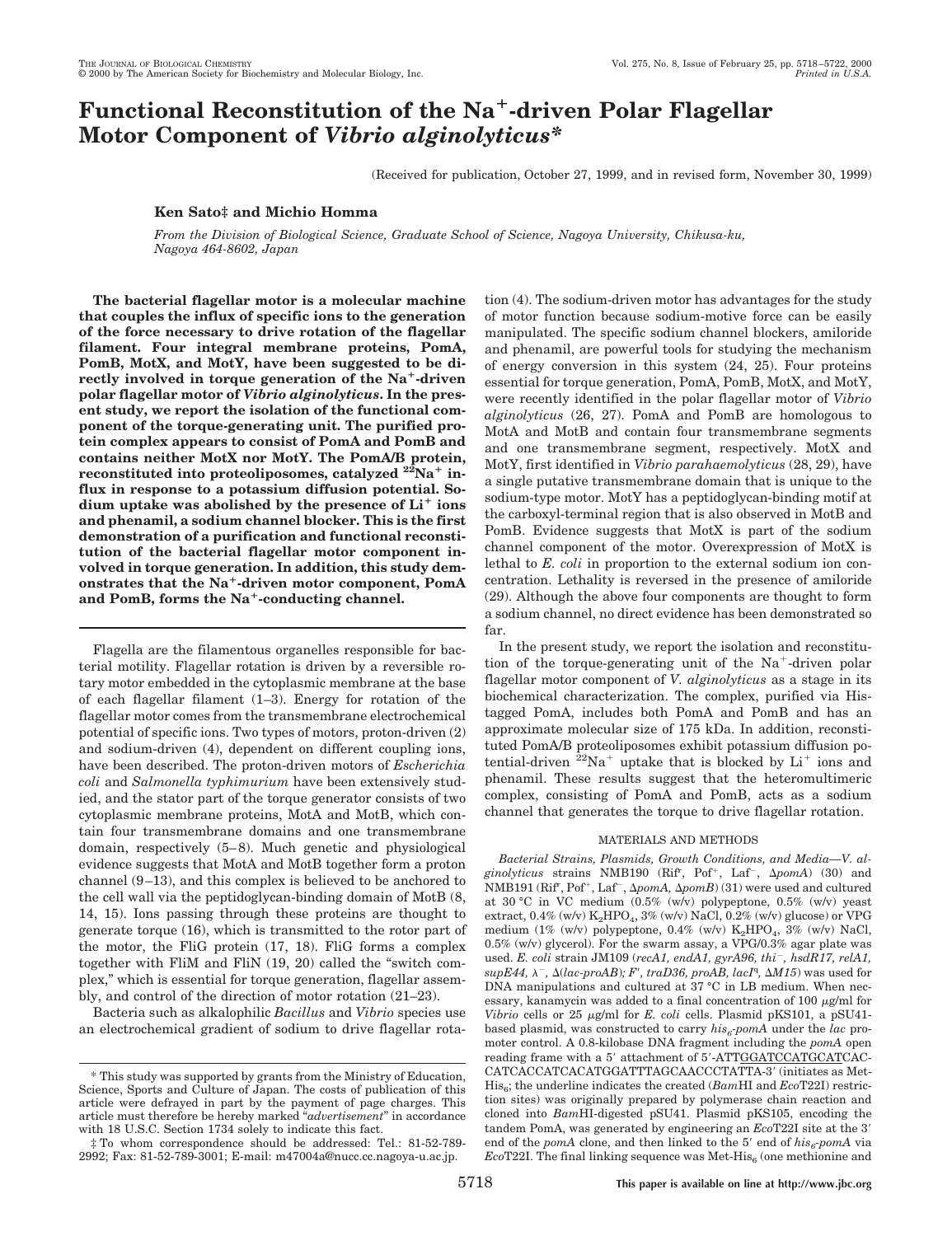# Functional Reconstitution of the $Na^+$-driven Polar Flagellar Motor Component of *Vibrio alginolyticus**

(Received for publication, October 27, 1999, and in revised form, November 30, 1999)

**Ken Sato‡ and Michio Homma**

*From the Division of Biological Science, Graduate School of Science, Nagoya University, Chikusa-ku, Nagoya 464-8602, Japan*

**The bacterial flagellar motor is a molecular machine that couples the influx of specific ions to the generation of the force necessary to drive rotation of the flagellar filament. Four integral membrane proteins, PomA, PomB, MotX, and MotY, have been suggested to be directly involved in torque generation of the $Na^+$-driven polar flagellar motor of *Vibrio alginolyticus*. In the present study, we report the isolation of the functional component of the torque-generating unit. The purified protein complex appears to consist of PomA and PomB and contains neither MotX nor MotY. The PomA/B protein, reconstituted into proteoliposomes, catalyzed $^{22}Na^+$ influx in response to a potassium diffusion potential. Sodium uptake was abolished by the presence of $Li^+$ ions and phenamil, a sodium channel blocker. This is the first demonstration of a purification and functional reconstitution of the bacterial flagellar motor component involved in torque generation. In addition, this study demonstrates that the $Na^+$-driven motor component, PomA and PomB, forms the $Na^+$-conducting channel.**

Flagella are the filamentous organelles responsible for bacterial motility. Flagellar rotation is driven by a reversible rotary motor embedded in the cytoplasmic membrane at the base of each flagellar filament (1–3). Energy for rotation of the flagellar motor comes from the transmembrane electrochemical potential of specific ions. Two types of motors, proton-driven (2) and sodium-driven (4), dependent on different coupling ions, have been described. The proton-driven motors of *Escherichia coli* and *Salmonella typhimurium* have been extensively studied, and the stator part of the torque generator consists of two cytoplasmic membrane proteins, MotA and MotB, which contain four transmembrane domains and one transmembrane domain, respectively (5–8). Much genetic and physiological evidence suggests that MotA and MotB together form a proton channel (9–13), and this complex is believed to be anchored to the cell wall via the peptidoglycan-binding domain of MotB (8, 14, 15). Ions passing through these proteins are thought to generate torque (16), which is transmitted to the rotor part of the motor, the FliG protein (17, 18). FliG forms a complex together with FliM and FliN (19, 20) called the "switch complex," which is essential for torque generation, flagellar assembly, and control of the direction of motor rotation (21–23).

Bacteria such as alkalophilic *Bacillus* and *Vibrio* species use an electrochemical gradient of sodium to drive flagellar rotation (4). The sodium-driven motor has advantages for the study of motor function because sodium-motive force can be easily manipulated. The specific sodium channel blockers, amiloride and phenamil, are powerful tools for studying the mechanism of energy conversion in this system (24, 25). Four proteins essential for torque generation, PomA, PomB, MotX, and MotY, were recently identified in the polar flagellar motor of *Vibrio alginolyticus* (26, 27). PomA and PomB are homologous to MotA and MotB and contain four transmembrane segments and one transmembrane segment, respectively. MotX and MotY, first identified in *Vibrio parahaemolyticus* (28, 29), have a single putative transmembrane domain that is unique to the sodium-type motor. MotY has a peptidoglycan-binding motif at the carboxyl-terminal region that is also observed in MotB and PomB. Evidence suggests that MotX is part of the sodium channel component of the motor. Overexpression of MotX is lethal to *E. coli* in proportion to the external sodium ion concentration. Lethality is reversed in the presence of amiloride (29). Although the above four components are thought to form a sodium channel, no direct evidence has been demonstrated so far.

In the present study, we report the isolation and reconstitution of the torque-generating unit of the $Na^+$-driven polar flagellar motor component of *V. alginolyticus* as a stage in its biochemical characterization. The complex, purified via His-tagged PomA, includes both PomA and PomB and has an approximate molecular size of 175 kDa. In addition, reconstituted PomA/B proteoliposomes exhibit potassium diffusion potential-driven $^{22}Na^+$ uptake that is blocked by $Li^+$ ions and phenamil. These results suggest that the heteromultimeric complex, consisting of PomA and PomB, acts as a sodium channel that generates the torque to drive flagellar rotation.

## MATERIALS AND METHODS

*Bacterial Strains, Plasmids, Growth Conditions, and Media*—*V. alginolyticus* strains NMB190 (Rif[r], Pof[+], Laf[−], Δ*pomA*) (30) and NMB191 (Rif[r], Pof[+], Laf[−], Δ*pomA*, Δ*pomB*) (31) were used and cultured at 30 °C in VC medium (0.5% (w/v) polypeptone, 0.5% (w/v) yeast extract, 0.4% (w/v) $K_2HPO_4$, 3% (w/v) NaCl, 0.2% (w/v) glucose) or VPG medium (1% (w/v) polypeptone, 0.4% (w/v) $K_2HPO_4$, 3% (w/v) NaCl, 0.5% (w/v) glycerol). For the swarm assay, a VPG/0.3% agar plate was used. *E. coli* strain JM109 (*recA1, endA1, gyrA96, thi[−], hsdR17, relA1, supE44, λ[−], Δ(lac-proAB); F′, traD36, proAB, lacI[q], ΔM15*) was used for DNA manipulations and cultured at 37 °C in LB medium. When necessary, kanamycin was added to a final concentration of 100 μg/ml for *Vibrio* cells or 25 μg/ml for *E. coli* cells. Plasmid pKS101, a pSU41-based plasmid, was constructed to carry *his₆-pomA* under the *lac* promoter control. A 0.8-kilobase DNA fragment including the *pomA* open reading frame with a 5′ attachment of 5′-ATTGGATCCATGCATCACCATCACCATCACATGGATTTAGCAACCCTATTA-3′ (initiates as Met-$His_6$; the underline indicates the created (*Bam*HI and *Eco*T22I) restriction sites) was originally prepared by polymerase chain reaction and cloned into *Bam*HI-digested pSU41. Plasmid pKS105, encoding the tandem PomA, was generated by engineering an *Eco*T22I site at the 3′ end of the *pomA* clone, and then linked to the 5′ end of *his₆-pomA* via *Eco*T22I. The final linking sequence was Met-$His_6$ (one methionine and

\* This study was supported by grants from the Ministry of Education, Science, Sports and Culture of Japan. The costs of publication of this article were defrayed in part by the payment of page charges. This article must therefore be hereby marked "*advertisement*" in accordance with 18 U.S.C. Section 1734 solely to indicate this fact.

‡ To whom correspondence should be addressed: Tel.: 81-52-789-2992; Fax: 81-52-789-3001; E-mail: m47004a@nucc.cc.nagoya-u.ac.jp.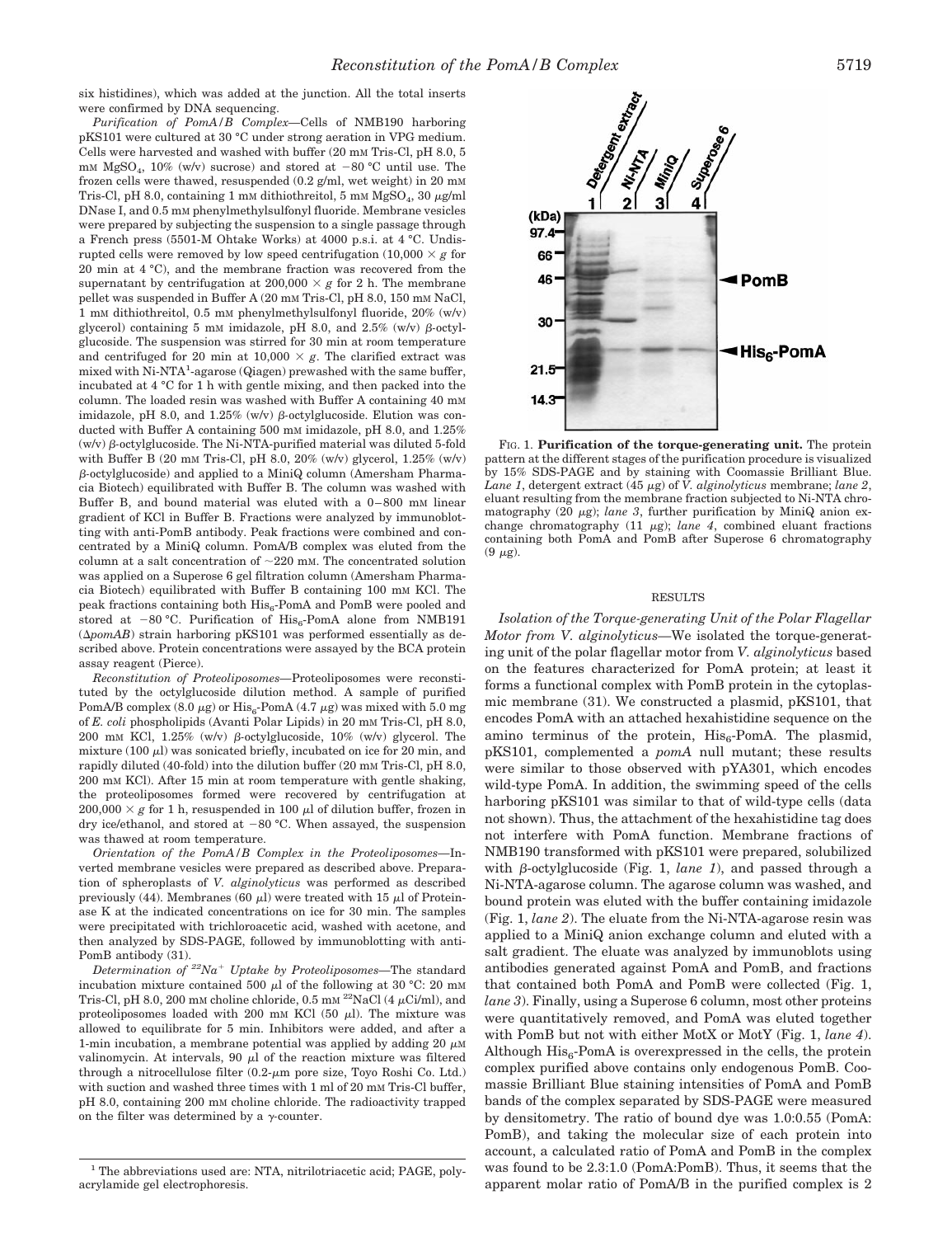six histidines), which was added at the junction. All the total inserts were confirmed by DNA sequencing.

*Purification of PomA/B Complex*—Cells of NMB190 harboring pKS101 were cultured at 30 °C under strong aeration in VPG medium. Cells were harvested and washed with buffer (20 mM Tris-Cl, pH 8.0, 5 mM $MgSO_4$, 10% (w/v) sucrose) and stored at −80 °C until use. The frozen cells were thawed, resuspended (0.2 g/ml, wet weight) in 20 mM Tris-Cl, pH 8.0, containing 1 mM dithiothreitol, 5 mM $MgSO_4$, 30 μg/ml DNase I, and 0.5 mM phenylmethylsulfonyl fluoride. Membrane vesicles were prepared by subjecting the suspension to a single passage through a French press (5501-M Ohtake Works) at 4000 p.s.i. at 4 °C. Undisrupted cells were removed by low speed centrifugation (10,000 × *g* for 20 min at 4 °C), and the membrane fraction was recovered from the supernatant by centrifugation at 200,000 × *g* for 2 h. The membrane pellet was suspended in Buffer A (20 mM Tris-Cl, pH 8.0, 150 mM NaCl, 1 mM dithiothreitol, 0.5 mM phenylmethylsulfonyl fluoride, 20% (w/v) glycerol) containing 5 mM imidazole, pH 8.0, and 2.5% (w/v) β-octylglucoside. The suspension was stirred for 30 min at room temperature and centrifuged for 20 min at 10,000 × *g*. The clarified extract was mixed with Ni-NTA[1]-agarose (Qiagen) prewashed with the same buffer, incubated at 4 °C for 1 h with gentle mixing, and then packed into the column. The loaded resin was washed with Buffer A containing 40 mM imidazole, pH 8.0, and 1.25% (w/v) β-octylglucoside. Elution was conducted with Buffer A containing 500 mM imidazole, pH 8.0, and 1.25% (w/v) β-octylglucoside. The Ni-NTA-purified material was diluted 5-fold with Buffer B (20 mM Tris-Cl, pH 8.0, 20% (w/v) glycerol, 1.25% (w/v) β-octylglucoside) and applied to a MiniQ column (Amersham Pharmacia Biotech) equilibrated with Buffer B. The column was washed with Buffer B, and bound material was eluted with a 0–800 mM linear gradient of KCl in Buffer B. Fractions were analyzed by immunoblotting with anti-PomB antibody. Peak fractions were combined and concentrated by a MiniQ column. PomA/B complex was eluted from the column at a salt concentration of ~220 mM. The concentrated solution was applied on a Superose 6 gel filtration column (Amersham Pharmacia Biotech) equilibrated with Buffer B containing 100 mM KCl. The peak fractions containing both $His_6$-PomA and PomB were pooled and stored at −80 °C. Purification of $His_6$-PomA alone from NMB191 (Δ*pomAB*) strain harboring pKS101 was performed essentially as described above. Protein concentrations were assayed by the BCA protein assay reagent (Pierce).

*Reconstitution of Proteoliposomes*—Proteoliposomes were reconstituted by the octylglucoside dilution method. A sample of purified PomA/B complex (8.0 μg) or $His_6$-PomA (4.7 μg) was mixed with 5.0 mg of *E. coli* phospholipids (Avanti Polar Lipids) in 20 mM Tris-Cl, pH 8.0, 200 mM KCl, 1.25% (w/v) β-octylglucoside, 10% (w/v) glycerol. The mixture (100 μl) was sonicated briefly, incubated on ice for 20 min, and rapidly diluted (40-fold) into the dilution buffer (20 mM Tris-Cl, pH 8.0, 200 mM KCl). After 15 min at room temperature with gentle shaking, the proteoliposomes formed were recovered by centrifugation at 200,000 × *g* for 1 h, resuspended in 100 μl of dilution buffer, frozen in dry ice/ethanol, and stored at −80 °C. When assayed, the suspension was thawed at room temperature.

*Orientation of the PomA/B Complex in the Proteoliposomes*—Inverted membrane vesicles were prepared as described above. Preparation of spheroplasts of *V. alginolyticus* was performed as described previously (44). Membranes (60 μl) were treated with 15 μl of Proteinase K at the indicated concentrations on ice for 30 min. The samples were precipitated with trichloroacetic acid, washed with acetone, and then analyzed by SDS-PAGE, followed by immunoblotting with anti-PomB antibody (31).

*Determination of $^{22}Na^+$ Uptake by Proteoliposomes*—The standard incubation mixture contained 500 μl of the following at 30 °C: 20 mM Tris-Cl, pH 8.0, 200 mM choline chloride, 0.5 mM $^{22}$NaCl (4 μCi/ml), and proteoliposomes loaded with 200 mM KCl (50 μl). The mixture was allowed to equilibrate for 5 min. Inhibitors were added, and after a 1-min incubation, a membrane potential was applied by adding 20 μM valinomycin. At intervals, 90 μl of the reaction mixture was filtered through a nitrocellulose filter (0.2-μm pore size, Toyo Roshi Co. Ltd.) with suction and washed three times with 1 ml of 20 mM Tris-Cl buffer, pH 8.0, containing 200 mM choline chloride. The radioactivity trapped on the filter was determined by a γ-counter.

[1] The abbreviations used are: NTA, nitrilotriacetic acid; PAGE, polyacrylamide gel electrophoresis.

FIG. 1. **Purification of the torque-generating unit.** The protein pattern at the different stages of the purification procedure is visualized by 15% SDS-PAGE and by staining with Coomassie Brilliant Blue. *Lane 1*, detergent extract (45 μg) of *V. alginolyticus* membrane; *lane 2*, eluant resulting from the membrane fraction subjected to Ni-NTA chromatography (20 μg); *lane 3*, further purification by MiniQ anion exchange chromatography (11 μg); *lane 4*, combined eluant fractions containing both PomA and PomB after Superose 6 chromatography (9 μg).

## RESULTS

*Isolation of the Torque-generating Unit of the Polar Flagellar Motor from V. alginolyticus*—We isolated the torque-generating unit of the polar flagellar motor from *V. alginolyticus* based on the features characterized for PomA protein; at least it forms a functional complex with PomB protein in the cytoplasmic membrane (31). We constructed a plasmid, pKS101, that encodes PomA with an attached hexahistidine sequence on the amino terminus of the protein, $His_6$-PomA. The plasmid, pKS101, complemented a *pomA* null mutant; these results were similar to those observed with pYA301, which encodes wild-type PomA. In addition, the swimming speed of the cells harboring pKS101 was similar to that of wild-type cells (data not shown). Thus, the attachment of the hexahistidine tag does not interfere with PomA function. Membrane fractions of NMB190 transformed with pKS101 were prepared, solubilized with β-octylglucoside (Fig. 1, *lane 1*), and passed through a Ni-NTA-agarose column. The agarose column was washed, and bound protein was eluted with the buffer containing imidazole (Fig. 1, *lane 2*). The eluate from the Ni-NTA-agarose resin was applied to a MiniQ anion exchange column and eluted with a salt gradient. The eluate was analyzed by immunoblots using antibodies generated against PomA and PomB, and fractions that contained both PomA and PomB were collected (Fig. 1, *lane 3*). Finally, using a Superose 6 column, most other proteins were quantitatively removed, and PomA was eluted together with PomB but not with either MotX or MotY (Fig. 1, *lane 4*). Although $His_6$-PomA is overexpressed in the cells, the protein complex purified above contains only endogenous PomB. Coomassie Brilliant Blue staining intensities of PomA and PomB bands of the complex separated by SDS-PAGE were measured by densitometry. The ratio of bound dye was 1.0:0.55 (PomA: PomB), and taking the molecular size of each protein into account, a calculated ratio of PomA and PomB in the complex was found to be 2.3:1.0 (PomA:PomB). Thus, it seems that the apparent molar ratio of PomA/B in the purified complex is 2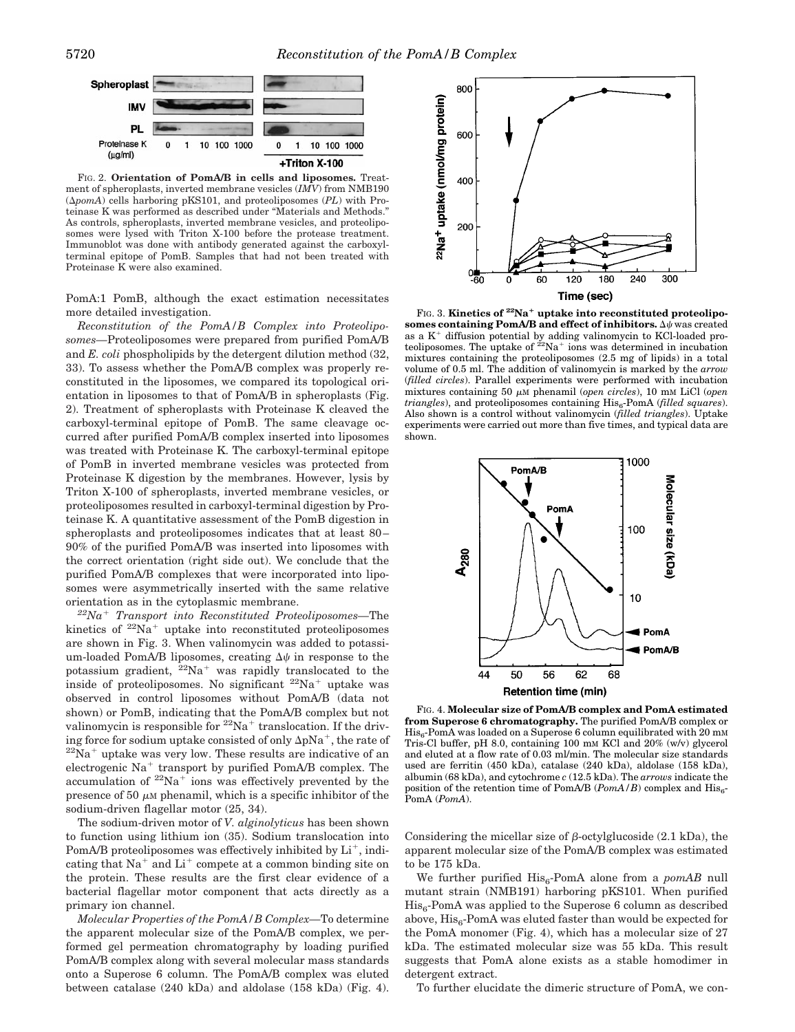FIG. 2. **Orientation of PomA/B in cells and liposomes.** Treatment of spheroplasts, inverted membrane vesicles (*IMV*) from NMB190 ($\Delta pomA$) cells harboring pKS101, and proteoliposomes (*PL*) with Proteinase K was performed as described under "Materials and Methods." As controls, spheroplasts, inverted membrane vesicles, and proteoliposomes were lysed with Triton X-100 before the protease treatment. Immunoblot was done with antibody generated against the carboxyl-terminal epitope of PomB. Samples that had not been treated with Proteinase K were also examined.

PomA:1 PomB, although the exact estimation necessitates more detailed investigation.

*Reconstitution of the PomA/B Complex into Proteoliposomes*—Proteoliposomes were prepared from purified PomA/B and *E. coli* phospholipids by the detergent dilution method (32, 33). To assess whether the PomA/B complex was properly reconstituted in the liposomes, we compared its topological orientation in liposomes to that of PomA/B in spheroplasts (Fig. 2). Treatment of spheroplasts with Proteinase K cleaved the carboxyl-terminal epitope of PomB. The same cleavage occurred after purified PomA/B complex inserted into liposomes was treated with Proteinase K. The carboxyl-terminal epitope of PomB in inverted membrane vesicles was protected from Proteinase K digestion by the membranes. However, lysis by Triton X-100 of spheroplasts, inverted membrane vesicles, or proteoliposomes resulted in carboxyl-terminal digestion by Proteinase K. A quantitative assessment of the PomB digestion in spheroplasts and proteoliposomes indicates that at least 80–90% of the purified PomA/B was inserted into liposomes with the correct orientation (right side out). We conclude that the purified PomA/B complexes that were incorporated into liposomes were asymmetrically inserted with the same relative orientation as in the cytoplasmic membrane.

*$^{22}Na^+$ Transport into Reconstituted Proteoliposomes*—The kinetics of $^{22}Na^+$ uptake into reconstituted proteoliposomes are shown in Fig. 3. When valinomycin was added to potassium-loaded PomA/B liposomes, creating $\Delta\psi$ in response to the potassium gradient, $^{22}Na^+$ was rapidly translocated to the inside of proteoliposomes. No significant $^{22}Na^+$ uptake was observed in control liposomes without PomA/B (data not shown) or PomB, indicating that the PomA/B complex but not valinomycin is responsible for $^{22}Na^+$ translocation. If the driving force for sodium uptake consisted of only $\Delta pNa^+$, the rate of $^{22}Na^+$ uptake was very low. These results are indicative of an electrogenic $Na^+$ transport by purified PomA/B complex. The accumulation of $^{22}Na^+$ ions was effectively prevented by the presence of 50 μM phenamil, which is a specific inhibitor of the sodium-driven flagellar motor (25, 34).

The sodium-driven motor of *V. alginolyticus* has been shown to function using lithium ion (35). Sodium translocation into PomA/B proteoliposomes was effectively inhibited by $Li^+$, indicating that $Na^+$ and $Li^+$ compete at a common binding site on the protein. These results are the first clear evidence of a bacterial flagellar motor component that acts directly as a primary ion channel.

*Molecular Properties of the PomA/B Complex*—To determine the apparent molecular size of the PomA/B complex, we performed gel permeation chromatography by loading purified PomA/B complex along with several molecular mass standards onto a Superose 6 column. The PomA/B complex was eluted between catalase (240 kDa) and aldolase (158 kDa) (Fig. 4).

FIG. 3. **Kinetics of $^{22}Na^+$ uptake into reconstituted proteoliposomes containing PomA/B and effect of inhibitors.** $\Delta\psi$ was created as a $K^+$ diffusion potential by adding valinomycin to KCl-loaded proteoliposomes. The uptake of $^{22}Na^+$ ions was determined in incubation mixtures containing the proteoliposomes (2.5 mg of lipids) in a total volume of 0.5 ml. The addition of valinomycin is marked by the *arrow* (*filled circles*). Parallel experiments were performed with incubation mixtures containing 50 μM phenamil (*open circles*), 10 mM LiCl (*open triangles*), and proteoliposomes containing $His_6$-PomA (*filled squares*). Also shown is a control without valinomycin (*filled triangles*). Uptake experiments were carried out more than five times, and typical data are shown.

FIG. 4. **Molecular size of PomA/B complex and PomA estimated from Superose 6 chromatography.** The purified PomA/B complex or $His_6$-PomA was loaded on a Superose 6 column equilibrated with 20 mM Tris-Cl buffer, pH 8.0, containing 100 mM KCl and 20% (w/v) glycerol and eluted at a flow rate of 0.03 ml/min. The molecular size standards used are ferritin (450 kDa), catalase (240 kDa), aldolase (158 kDa), albumin (68 kDa), and cytochrome *c* (12.5 kDa). The *arrows* indicate the position of the retention time of PomA/B (*PomA/B*) complex and $His_6$-PomA (*PomA*).

Considering the micellar size of β-octylglucoside (2.1 kDa), the apparent molecular size of the PomA/B complex was estimated to be 175 kDa.

We further purified $His_6$-PomA alone from a *pomAB* null mutant strain (NMB191) harboring pKS101. When purified $His_6$-PomA was applied to the Superose 6 column as described above, $His_6$-PomA was eluted faster than would be expected for the PomA monomer (Fig. 4), which has a molecular size of 27 kDa. The estimated molecular size was 55 kDa. This result suggests that PomA alone exists as a stable homodimer in detergent extract.

To further elucidate the dimeric structure of PomA, we con-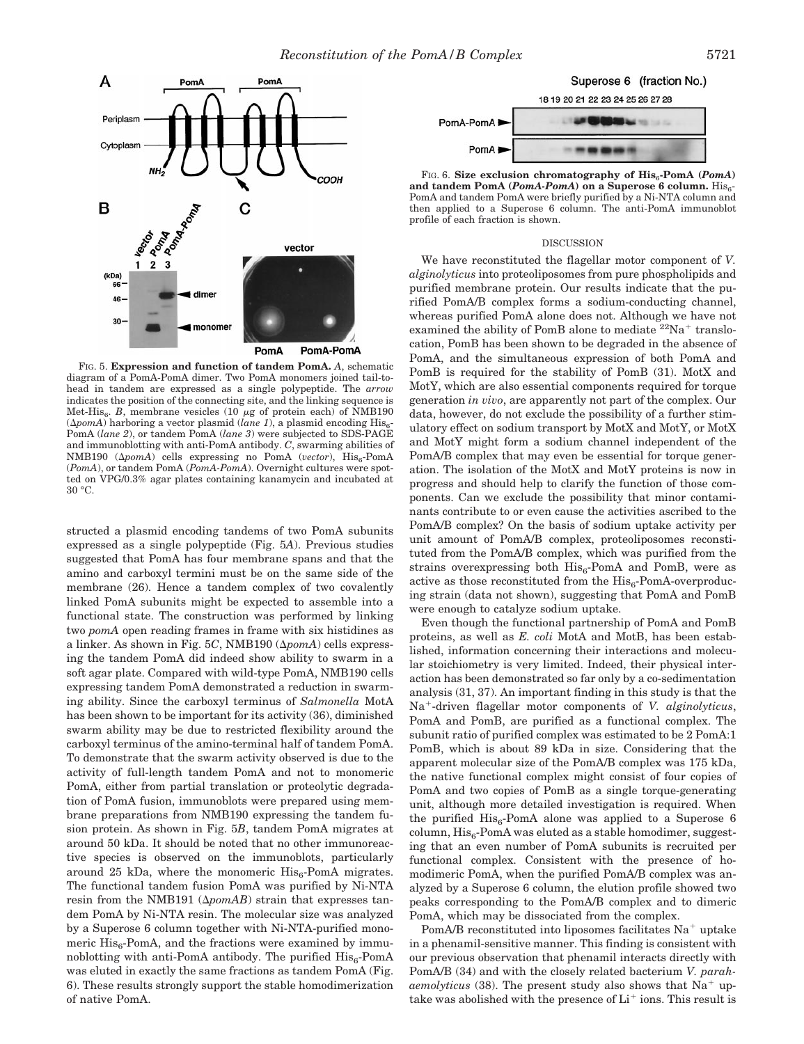FIG. 5. **Expression and function of tandem PomA.** *A*, schematic diagram of a PomA-PomA dimer. Two PomA monomers joined tail-to-head in tandem are expressed as a single polypeptide. The *arrow* indicates the position of the connecting site, and the linking sequence is Met-$His_6$. *B*, membrane vesicles (10 μg of protein each) of NMB190 (Δ*pomA*) harboring a vector plasmid (*lane 1*), a plasmid encoding $His_6$-PomA (*lane 2*), or tandem PomA (*lane 3*) were subjected to SDS-PAGE and immunoblotting with anti-PomA antibody. *C*, swarming abilities of NMB190 (Δ*pomA*) cells expressing no PomA (*vector*), $His_6$-PomA (*PomA*), or tandem PomA (*PomA-PomA*). Overnight cultures were spotted on VPG/0.3% agar plates containing kanamycin and incubated at 30 °C.

structed a plasmid encoding tandems of two PomA subunits expressed as a single polypeptide (Fig. 5*A*). Previous studies suggested that PomA has four membrane spans and that the amino and carboxyl termini must be on the same side of the membrane (26). Hence a tandem complex of two covalently linked PomA subunits might be expected to assemble into a functional state. The construction was performed by linking two *pomA* open reading frames in frame with six histidines as a linker. As shown in Fig. 5*C*, NMB190 (Δ*pomA*) cells expressing the tandem PomA did indeed show ability to swarm in a soft agar plate. Compared with wild-type PomA, NMB190 cells expressing tandem PomA demonstrated a reduction in swarming ability. Since the carboxyl terminus of *Salmonella* MotA has been shown to be important for its activity (36), diminished swarm ability may be due to restricted flexibility around the carboxyl terminus of the amino-terminal half of tandem PomA. To demonstrate that the swarm activity observed is due to the activity of full-length tandem PomA and not to monomeric PomA, either from partial translation or proteolytic degradation of PomA fusion, immunoblots were prepared using membrane preparations from NMB190 expressing the tandem fusion protein. As shown in Fig. 5*B*, tandem PomA migrates at around 50 kDa. It should be noted that no other immunoreactive species is observed on the immunoblots, particularly around 25 kDa, where the monomeric $His_6$-PomA migrates. The functional tandem fusion PomA was purified by Ni-NTA resin from the NMB191 (Δ*pomAB*) strain that expresses tandem PomA by Ni-NTA resin. The molecular size was analyzed by a Superose 6 column together with Ni-NTA-purified monomeric $His_6$-PomA, and the fractions were examined by immunoblotting with anti-PomA antibody. The purified $His_6$-PomA was eluted in exactly the same fractions as tandem PomA (Fig. 6). These results strongly support the stable homodimerization of native PomA.

FIG. 6. **Size exclusion chromatography of $His_6$-PomA (*PomA*) and tandem PomA (*PomA-PomA*) on a Superose 6 column.** $His_6$-PomA and tandem PomA were briefly purified by a Ni-NTA column and then applied to a Superose 6 column. The anti-PomA immunoblot profile of each fraction is shown.

## DISCUSSION

We have reconstituted the flagellar motor component of *V. alginolyticus* into proteoliposomes from pure phospholipids and purified membrane protein. Our results indicate that the purified PomA/B complex forms a sodium-conducting channel, whereas purified PomA alone does not. Although we have not examined the ability of PomB alone to mediate $^{22}Na^+$ translocation, PomB has been shown to be degraded in the absence of PomA, and the simultaneous expression of both PomA and PomB is required for the stability of PomB (31). MotX and MotY, which are also essential components required for torque generation *in vivo*, are apparently not part of the complex. Our data, however, do not exclude the possibility of a further stimulatory effect on sodium transport by MotX and MotY, or MotX and MotY might form a sodium channel independent of the PomA/B complex that may even be essential for torque generation. The isolation of the MotX and MotY proteins is now in progress and should help to clarify the function of those components. Can we exclude the possibility that minor contaminants contribute to or even cause the activities ascribed to the PomA/B complex? On the basis of sodium uptake activity per unit amount of PomA/B complex, proteoliposomes reconstituted from the PomA/B complex, which was purified from the strains overexpressing both $His_6$-PomA and PomB, were as active as those reconstituted from the $His_6$-PomA-overproducing strain (data not shown), suggesting that PomA and PomB were enough to catalyze sodium uptake.

Even though the functional partnership of PomA and PomB proteins, as well as *E. coli* MotA and MotB, has been established, information concerning their interactions and molecular stoichiometry is very limited. Indeed, their physical interaction has been demonstrated so far only by a co-sedimentation analysis (31, 37). An important finding in this study is that the $Na^+$-driven flagellar motor components of *V. alginolyticus*, PomA and PomB, are purified as a functional complex. The subunit ratio of purified complex was estimated to be 2 PomA:1 PomB, which is about 89 kDa in size. Considering that the apparent molecular size of the PomA/B complex was 175 kDa, the native functional complex might consist of four copies of PomA and two copies of PomB as a single torque-generating unit, although more detailed investigation is required. When the purified $His_6$-PomA alone was applied to a Superose 6 column, $His_6$-PomA was eluted as a stable homodimer, suggesting that an even number of PomA subunits is recruited per functional complex. Consistent with the presence of homodimeric PomA, when the purified PomA/B complex was analyzed by a Superose 6 column, the elution profile showed two peaks corresponding to the PomA/B complex and to dimeric PomA, which may be dissociated from the complex.

PomA/B reconstituted into liposomes facilitates $Na^+$ uptake in a phenamil-sensitive manner. This finding is consistent with our previous observation that phenamil interacts directly with PomA/B (34) and with the closely related bacterium *V. parahaemolyticus* (38). The present study also shows that $Na^+$ uptake was abolished with the presence of $Li^+$ ions. This result is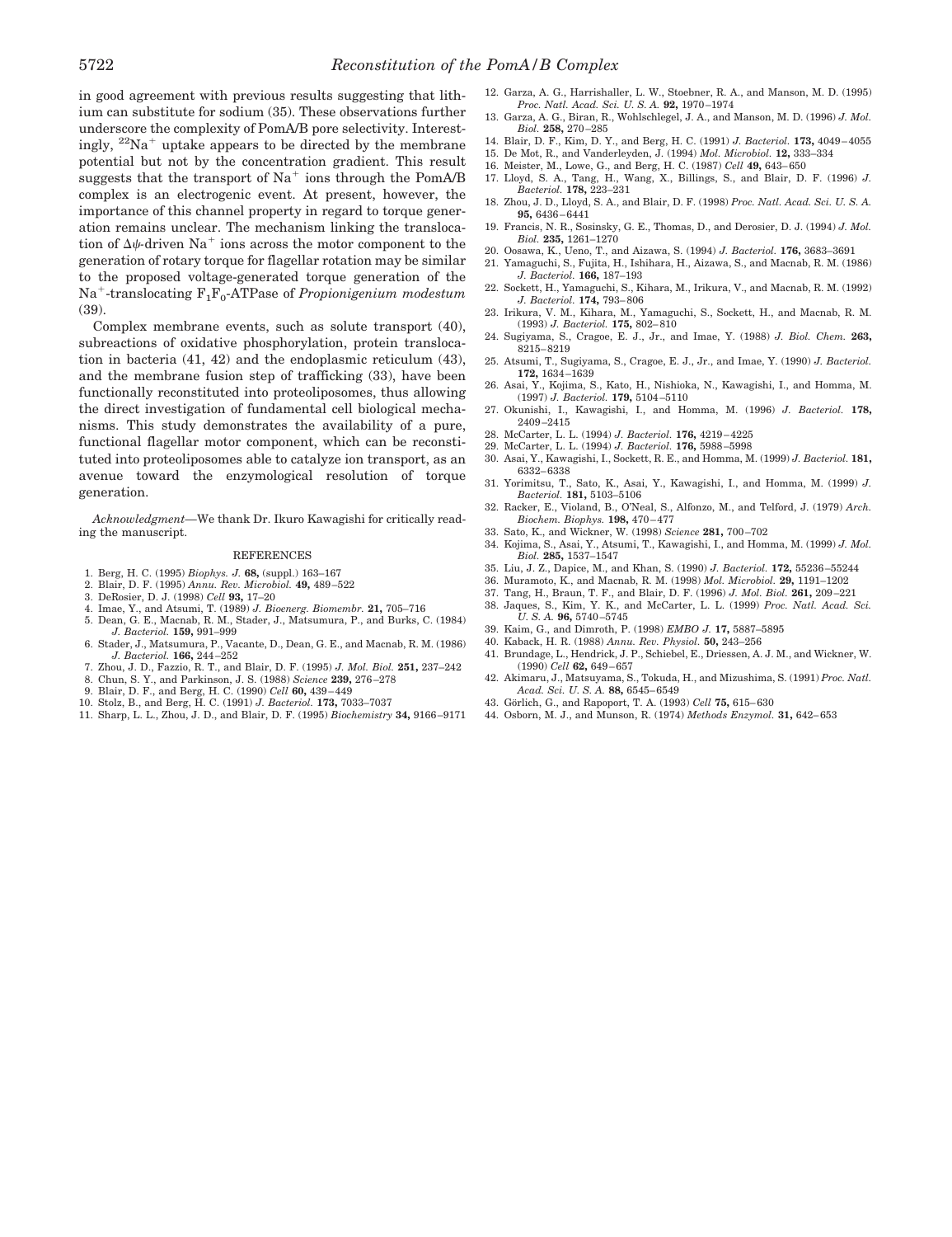in good agreement with previous results suggesting that lithium can substitute for sodium (35). These observations further underscore the complexity of PomA/B pore selectivity. Interestingly, $^{22}Na^+$ uptake appears to be directed by the membrane potential but not by the concentration gradient. This result suggests that the transport of $Na^+$ ions through the PomA/B complex is an electrogenic event. At present, however, the importance of this channel property in regard to torque generation remains unclear. The mechanism linking the translocation of $\Delta\psi$-driven $Na^+$ ions across the motor component to the generation of rotary torque for flagellar rotation may be similar to the proposed voltage-generated torque generation of the $Na^+$-translocating $F_1F_0$-ATPase of *Propionigenium modestum* (39).

Complex membrane events, such as solute transport (40), subreactions of oxidative phosphorylation, protein translocation in bacteria (41, 42) and the endoplasmic reticulum (43), and the membrane fusion step of trafficking (33), have been functionally reconstituted into proteoliposomes, thus allowing the direct investigation of fundamental cell biological mechanisms. This study demonstrates the availability of a pure, functional flagellar motor component, which can be reconstituted into proteoliposomes able to catalyze ion transport, as an avenue toward the enzymological resolution of torque generation.

*Acknowledgment*—We thank Dr. Ikuro Kawagishi for critically reading the manuscript.

## REFERENCES

1. Berg, H. C. (1995) *Biophys. J.* **68,** (suppl.) 163–167
2. Blair, D. F. (1995) *Annu. Rev. Microbiol.* **49,** 489–522
3. DeRosier, D. J. (1998) *Cell* **93,** 17–20
4. Imae, Y., and Atsumi, T. (1989) *J. Bioenerg. Biomembr.* **21,** 705–716
5. Dean, G. E., Macnab, R. M., Stader, J., Matsumura, P., and Burks, C. (1984) *J. Bacteriol.* **159,** 991–999
6. Stader, J., Matsumura, P., Vacante, D., Dean, G. E., and Macnab, R. M. (1986) *J. Bacteriol.* **166,** 244–252
7. Zhou, J. D., Fazzio, R. T., and Blair, D. F. (1995) *J. Mol. Biol.* **251,** 237–242
8. Chun, S. Y., and Parkinson, J. S. (1988) *Science* **239,** 276–278
9. Blair, D. F., and Berg, H. C. (1990) *Cell* **60,** 439–449
10. Stolz, B., and Berg, H. C. (1991) *J. Bacteriol.* **173,** 7033–7037
11. Sharp, L. L., Zhou, J. D., and Blair, D. F. (1995) *Biochemistry* **34,** 9166–9171
12. Garza, A. G., Harrishaller, L. W., Stoebner, R. A., and Manson, M. D. (1995) *Proc. Natl. Acad. Sci. U. S. A.* **92,** 1970–1974
13. Garza, A. G., Biran, R., Wohlschlegel, J. A., and Manson, M. D. (1996) *J. Mol. Biol.* **258,** 270–285
14. Blair, D. F., Kim, D. Y., and Berg, H. C. (1991) *J. Bacteriol.* **173,** 4049–4055
15. De Mot, R., and Vanderleyden, J. (1994) *Mol. Microbiol.* **12,** 333–334
16. Meister, M., Lowe, G., and Berg, H. C. (1987) *Cell* **49,** 643–650
17. Lloyd, S. A., Tang, H., Wang, X., Billings, S., and Blair, D. F. (1996) *J. Bacteriol.* **178,** 223–231
18. Zhou, J. D., Lloyd, S. A., and Blair, D. F. (1998) *Proc. Natl. Acad. Sci. U. S. A.* **95,** 6436–6441
19. Francis, N. R., Sosinsky, G. E., Thomas, D., and Derosier, D. J. (1994) *J. Mol. Biol.* **235,** 1261–1270
20. Oosawa, K., Ueno, T., and Aizawa, S. (1994) *J. Bacteriol.* **176,** 3683–3691
21. Yamaguchi, S., Fujita, H., Ishihara, H., Aizawa, S., and Macnab, R. M. (1986) *J. Bacteriol.* **166,** 187–193
22. Sockett, H., Yamaguchi, S., Kihara, M., Irikura, V., and Macnab, R. M. (1992) *J. Bacteriol.* **174,** 793–806
23. Irikura, V. M., Kihara, M., Yamaguchi, S., Sockett, H., and Macnab, R. M. (1993) *J. Bacteriol.* **175,** 802–810
24. Sugiyama, S., Cragoe, E. J., Jr., and Imae, Y. (1988) *J. Biol. Chem.* **263,** 8215–8219
25. Atsumi, T., Sugiyama, S., Cragoe, E. J., Jr., and Imae, Y. (1990) *J. Bacteriol.* **172,** 1634–1639
26. Asai, Y., Kojima, S., Kato, H., Nishioka, N., Kawagishi, I., and Homma, M. (1997) *J. Bacteriol.* **179,** 5104–5110
27. Okunishi, I., Kawagishi, I., and Homma, M. (1996) *J. Bacteriol.* **178,** 2409–2415
28. McCarter, L. L. (1994) *J. Bacteriol.* **176,** 4219–4225
29. McCarter, L. L. (1994) *J. Bacteriol.* **176,** 5988–5998
30. Asai, Y., Kawagishi, I., Sockett, R. E., and Homma, M. (1999) *J. Bacteriol.* **181,** 6332–6338
31. Yorimitsu, T., Sato, K., Asai, Y., Kawagishi, I., and Homma, M. (1999) *J. Bacteriol.* **181,** 5103–5106
32. Racker, E., Violand, B., O'Neal, S., Alfonzo, M., and Telford, J. (1979) *Arch. Biochem. Biophys.* **198,** 470–477
33. Sato, K., and Wickner, W. (1998) *Science* **281,** 700–702
34. Kojima, S., Asai, Y., Atsumi, T., Kawagishi, I., and Homma, M. (1999) *J. Mol. Biol.* **285,** 1537–1547
35. Liu, J. Z., Dapice, M., and Khan, S. (1990) *J. Bacteriol.* **172,** 55236–55244
36. Muramoto, K., and Macnab, R. M. (1998) *Mol. Microbiol.* **29,** 1191–1202
37. Tang, H., Braun, T. F., and Blair, D. F. (1996) *J. Mol. Biol.* **261,** 209–221
38. Jaques, S., Kim, Y. K., and McCarter, L. L. (1999) *Proc. Natl. Acad. Sci. U. S. A.* **96,** 5740–5745
39. Kaim, G., and Dimroth, P. (1998) *EMBO J.* **17,** 5887–5895
40. Kaback, H. R. (1988) *Annu. Rev. Physiol.* **50,** 243–256
41. Brundage, L., Hendrick, J. P., Schiebel, E., Driessen, A. J. M., and Wickner, W. (1990) *Cell* **62,** 649–657
42. Akimaru, J., Matsuyama, S., Tokuda, H., and Mizushima, S. (1991) *Proc. Natl. Acad. Sci. U. S. A.* **88,** 6545–6549
43. Görlich, G., and Rapoport, T. A. (1993) *Cell* **75,** 615–630
44. Osborn, M. J., and Munson, R. (1974) *Methods Enzymol.* **31,** 642–653